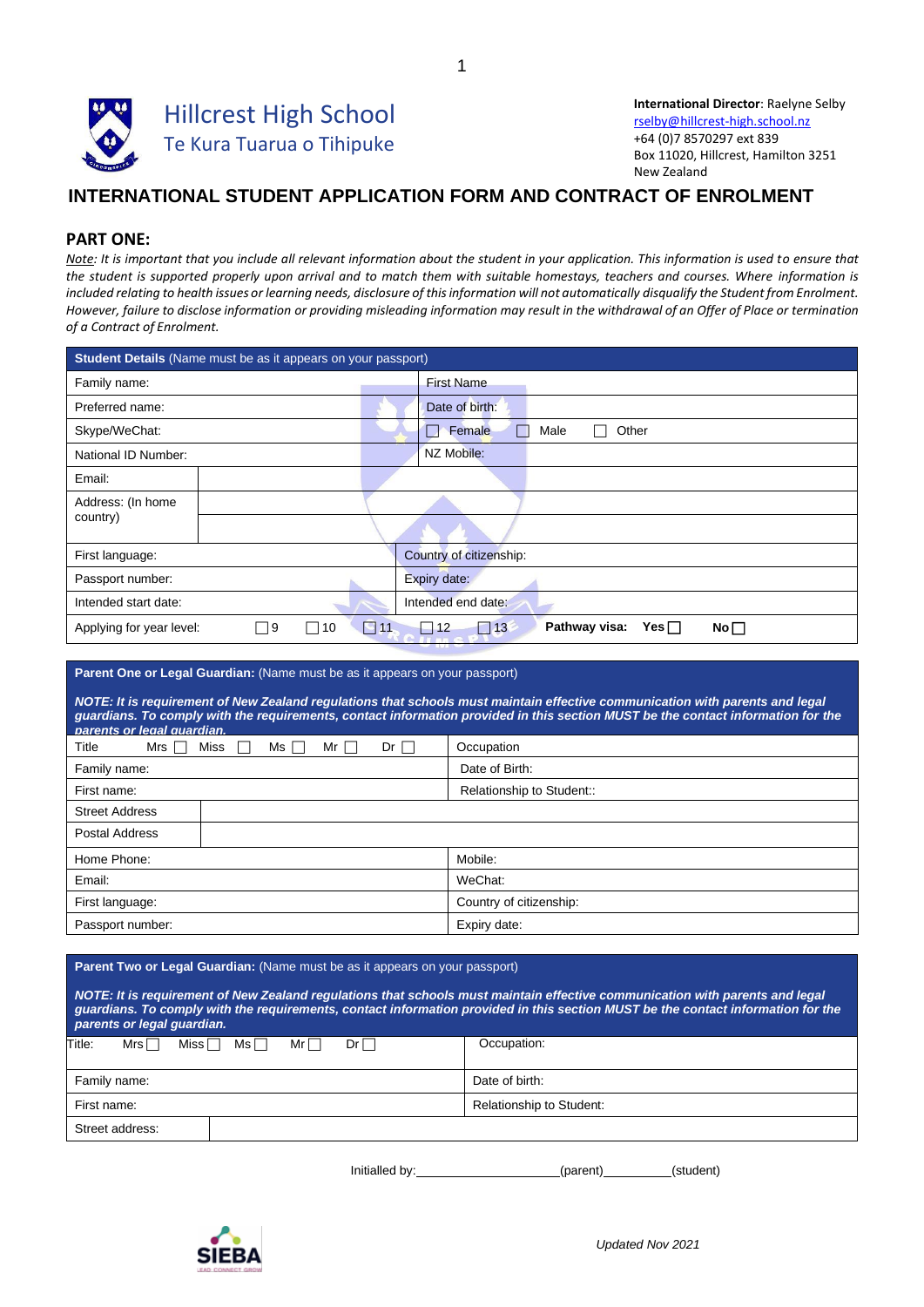# Hillcrest High School
## Te Kura Tuarua o Tihipuke

**International Director**: Raelyne Selby
rselby@hillcrest-high.school.nz
+64 (0)7 8570297 ext 839
Box 11020, Hillcrest, Hamilton 3251
New Zealand

# INTERNATIONAL STUDENT APPLICATION FORM AND CONTRACT OF ENROLMENT

## PART ONE:

*Note: It is important that you include all relevant information about the student in your application. This information is used to ensure that the student is supported properly upon arrival and to match them with suitable homestays, teachers and courses. Where information is included relating to health issues or learning needs, disclosure of this information will not automatically disqualify the Student from Enrolment. However, failure to disclose information or providing misleading information may result in the withdrawal of an Offer of Place or termination of a Contract of Enrolment.*

| **Student Details** (Name must be as it appears on your passport) | |
|---|---|
| Family name: | First Name |
| Preferred name: | Date of birth: |
| Skype/WeChat: | ☐ Female ☐ Male ☐ Other |
| National ID Number: | NZ Mobile: |
| Email: | |
| Address: (In home country) | |
| First language: | Country of citizenship: |
| Passport number: | Expiry date: |
| Intended start date: | Intended end date: |
| Applying for year level: ☐ 9 ☐ 10 ☐ 11 ☐ 12 ☐ 13 | **Pathway visa: Yes** ☐ **No** ☐ |

| **Parent One or Legal Guardian:** (Name must be as it appears on your passport)<br>***NOTE: It is requirement of New Zealand regulations that schools must maintain effective communication with parents and legal guardians. To comply with the requirements, contact information provided in this section MUST be the contact information for the parents or legal guardian.*** | |
|---|---|
| Title Mrs ☐ Miss ☐ Ms ☐ Mr ☐ Dr ☐ | Occupation |
| Family name: | Date of Birth: |
| First name: | Relationship to Student:: |
| Street Address | |
| Postal Address | |
| Home Phone: | Mobile: |
| Email: | WeChat: |
| First language: | Country of citizenship: |
| Passport number: | Expiry date: |

| **Parent Two or Legal Guardian:** (Name must be as it appears on your passport)<br>***NOTE: It is requirement of New Zealand regulations that schools must maintain effective communication with parents and legal guardians. To comply with the requirements, contact information provided in this section MUST be the contact information for the parents or legal guardian.*** | |
|---|---|
| Title: Mrs ☐ Miss ☐ Ms ☐ Mr ☐ Dr ☐ | Occupation: |
| Family name: | Date of birth: |
| First name: | Relationship to Student: |
| Street address: | |

Initialled by:____________________(parent)__________(student)

SIEBA

*Updated Nov 2021*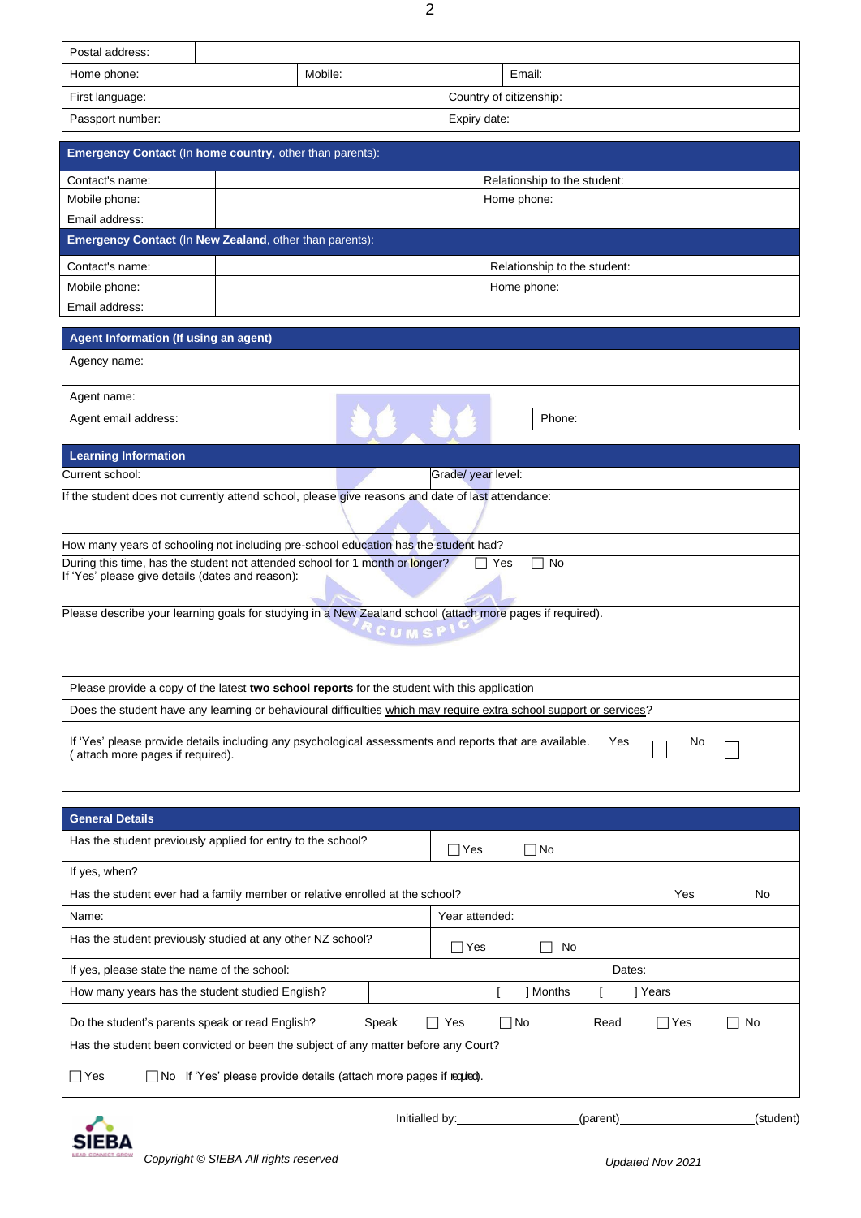| Postal address: | | |
|---|---|---|
| Home phone: | Mobile: | Email: |
| First language: | | Country of citizenship: |
| Passport number: | | Expiry date: |

| **Emergency Contact** (In **home country**, other than parents): | |
|---|---|
| Contact's name: | Relationship to the student: |
| Mobile phone: | Home phone: |
| Email address: | |

| **Emergency Contact** (In **New Zealand**, other than parents): | |
|---|---|
| Contact's name: | Relationship to the student: |
| Mobile phone: | Home phone: |
| Email address: | |

| **Agent Information (If using an agent)** | |
|---|---|
| Agency name: | |
| Agent name: | |
| Agent email address: | Phone: |

| **Learning Information** | |
|---|---|
| Current school: | Grade/ year level: |
| If the student does not currently attend school, please give reasons and date of last attendance: | |
| How many years of schooling not including pre-school education has the student had? | |
| During this time, has the student not attended school for 1 month or longer? ☐ Yes ☐ No<br>If 'Yes' please give details (dates and reason): | |
| Please describe your learning goals for studying in a New Zealand school (attach more pages if required). | |
| Please provide a copy of the latest **two school reports** for the student with this application | |
| Does the student have any learning or behavioural difficulties which may require extra school support or services? | |
| If 'Yes' please provide details including any psychological assessments and reports that are available. ( attach more pages if required). | Yes ☐ No ☐ |

| **General Details** | | | |
|---|---|---|---|
| Has the student previously applied for entry to the school? | ☐ Yes ☐ No | | |
| If yes, when? | | | |
| Has the student ever had a family member or relative enrolled at the school? | | Yes | No |
| Name: | Year attended: | | |
| Has the student previously studied at any other NZ school? | ☐ Yes ☐ No | | |
| If yes, please state the name of the school: | | Dates: | |
| How many years has the student studied English? | [ ] Months | [ ] Years | |
| Do the student's parents speak or read English? | Speak ☐ Yes ☐ No | Read ☐ Yes ☐ No | |
| Has the student been convicted or been the subject of any matter before any Court?<br>☐ Yes ☐ No If 'Yes' please provide details (attach more pages if required). | | | |

Initialled by:\_\_\_\_\_\_\_\_\_\_\_\_\_\_\_\_\_\_(parent)\_\_\_\_\_\_\_\_\_\_\_\_\_\_\_\_\_\_(student)

Copyright © SIEBA All rights reserved

Updated Nov 2021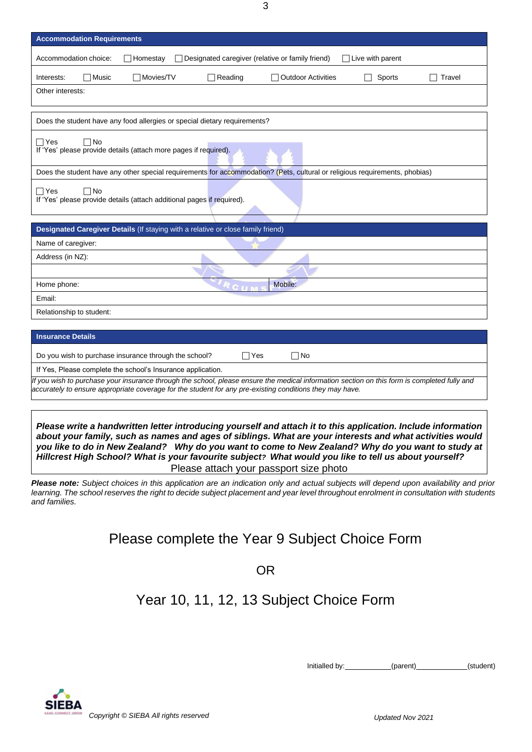## Accommodation Requirements

| | | | | | | |
|---|---|---|---|---|---|---|
| Accommodation choice: | ☐ Homestay | ☐ Designated caregiver (relative or family friend) | | ☐ Live with parent | | |
| Interests: | ☐ Music | ☐ Movies/TV | ☐ Reading | ☐ Outdoor Activities | ☐ Sports | ☐ Travel |
| Other interests: | | | | | | |

| |
|---|
| Does the student have any food allergies or special dietary requirements? |
| ☐ Yes ☐ No<br>If 'Yes' please provide details (attach more pages if required). |
| Does the student have any other special requirements for accommodation? (Pets, cultural or religious requirements, phobias) |
| ☐ Yes ☐ No<br>If 'Yes' please provide details (attach additional pages if required). |

## Designated Caregiver Details (If staying with a relative or close family friend)

| | |
|---|---|
| Name of caregiver: | |
| Address (in NZ): | |
| | |
| Home phone: | Mobile: |
| Email: | |
| Relationship to student: | |

## Insurance Details

| | | |
|---|---|---|
| Do you wish to purchase insurance through the school? | ☐ Yes | ☐ No |
| If Yes, Please complete the school's Insurance application. | | |

*If you wish to purchase your insurance through the school, please ensure the medical information section on this form is completed fully and accurately to ensure appropriate coverage for the student for any pre-existing conditions they may have.*

***Please write a handwritten letter introducing yourself and attach it to this application. Include information about your family, such as names and ages of siblings. What are your interests and what activities would you like to do in New Zealand? Why do you want to come to New Zealand? Why do you want to study at Hillcrest High School? What is your favourite subject? What would you like to tell us about yourself?***

Please attach your passport size photo

***Please note:*** *Subject choices in this application are an indication only and actual subjects will depend upon availability and prior learning. The school reserves the right to decide subject placement and year level throughout enrolment in consultation with students and families.*

Please complete the Year 9 Subject Choice Form

OR

Year 10, 11, 12, 13 Subject Choice Form

Initialled by:___________(parent)____________(student)

*Copyright © SIEBA All rights reserved*

*Updated Nov 2021*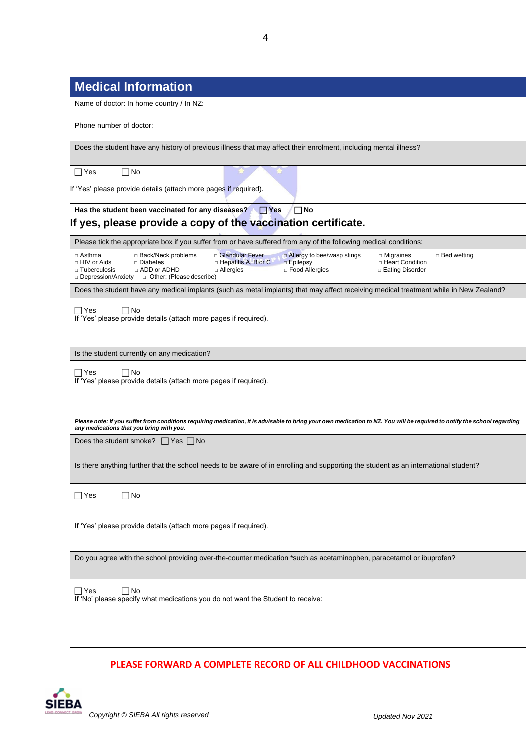## Medical Information

Name of doctor: In home country / In NZ:

Phone number of doctor:

Does the student have any history of previous illness that may affect their enrolment, including mental illness?

☐ Yes ☐ No

If 'Yes' please provide details (attach more pages if required).

**Has the student been vaccinated for any diseases?** ☐ **Yes** ☐ **No**

**If yes, please provide a copy of the vaccination certificate.**

Please tick the appropriate box if you suffer from or have suffered from any of the following medical conditions:

| | | | | | |
|---|---|---|---|---|---|
| □ Asthma | □ Back/Neck problems | □ Glandular Fever | □ Allergy to bee/wasp stings | □ Migraines | □ Bed wetting |
| □ HIV or Aids | □ Diabetes | □ Hepatitis A, B or C | □ Epilepsy | □ Heart Condition | |
| □ Tuberculosis | □ ADD or ADHD | □ Allergies | □ Food Allergies | □ Eating Disorder | |
| □ Depression/Anxiety | □ Other: (Please describe) | | | | |

Does the student have any medical implants (such as metal implants) that may affect receiving medical treatment while in New Zealand?

☐ Yes ☐ No

If 'Yes' please provide details (attach more pages if required).

Is the student currently on any medication?

☐ Yes ☐ No

If 'Yes' please provide details (attach more pages if required).

***Please note: If you suffer from conditions requiring medication, it is advisable to bring your own medication to NZ. You will be required to notify the school regarding any medications that you bring with you.***

Does the student smoke? ☐ Yes ☐ No

Is there anything further that the school needs to be aware of in enrolling and supporting the student as an international student?

☐ Yes ☐ No

If 'Yes' please provide details (attach more pages if required).

Do you agree with the school providing over-the-counter medication *such as acetaminophen, paracetamol or ibuprofen?

☐ Yes ☐ No

If 'No' please specify what medications you do not want the Student to receive:

**PLEASE FORWARD A COMPLETE RECORD OF ALL CHILDHOOD VACCINATIONS**

*Copyright © SIEBA All rights reserved*

*Updated Nov 2021*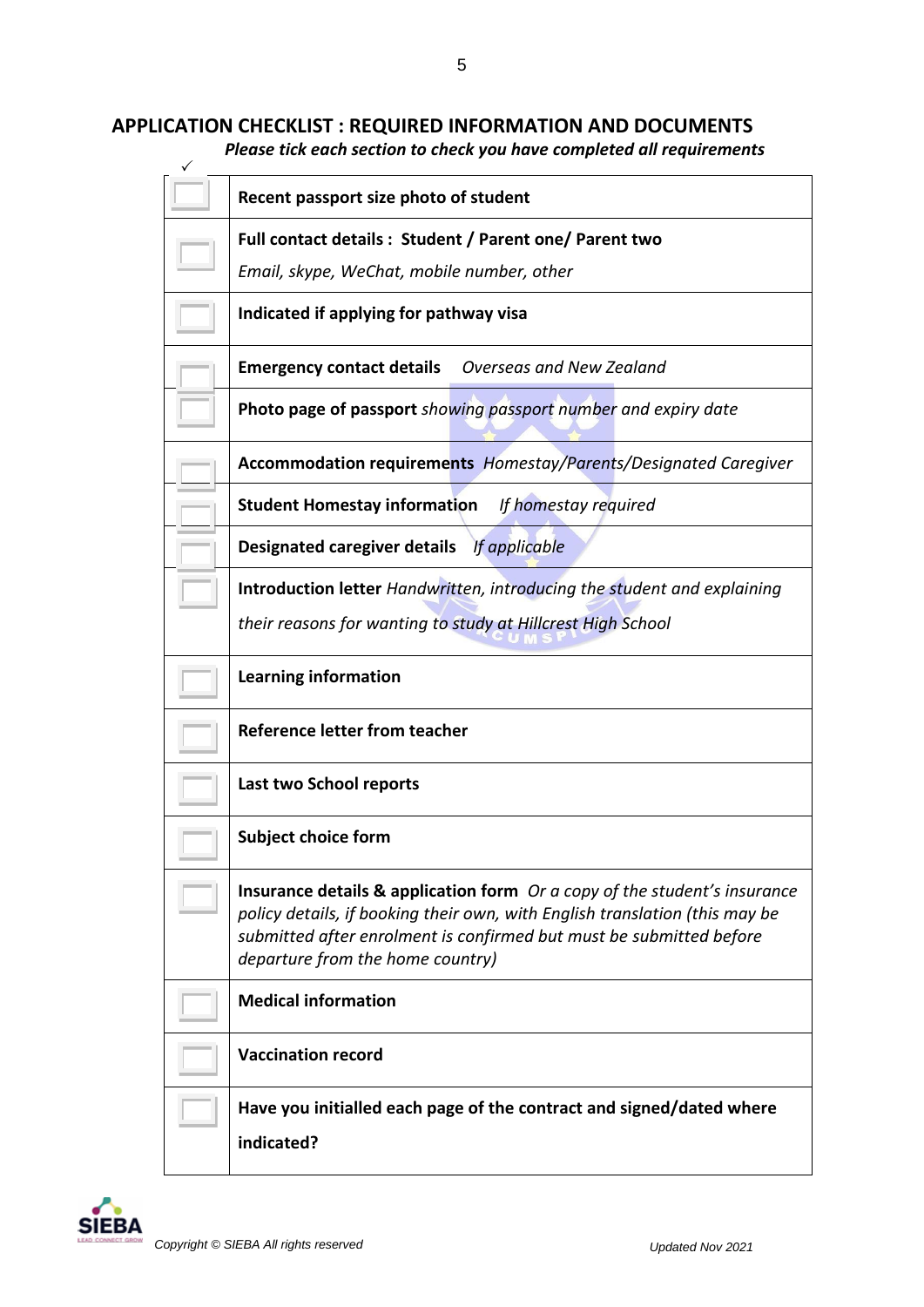## APPLICATION CHECKLIST : REQUIRED INFORMATION AND DOCUMENTS

*Please tick each section to check you have completed all requirements*

| ✓ | |
|---|---|
| ☐ | **Recent passport size photo of student** |
| ☐ | **Full contact details : Student / Parent one/ Parent two**<br>*Email, skype, WeChat, mobile number, other* |
| ☐ | **Indicated if applying for pathway visa** |
| ☐ | **Emergency contact details** *Overseas and New Zealand* |
| ☐ | **Photo page of passport** *showing passport number and expiry date* |
| ☐ | **Accommodation requirements** *Homestay/Parents/Designated Caregiver* |
| ☐ | **Student Homestay information** *If homestay required* |
| ☐ | **Designated caregiver details** *If applicable* |
| ☐ | **Introduction letter** *Handwritten, introducing the student and explaining their reasons for wanting to study at Hillcrest High School* |
| ☐ | **Learning information** |
| ☐ | **Reference letter from teacher** |
| ☐ | **Last two School reports** |
| ☐ | **Subject choice form** |
| ☐ | **Insurance details & application form** *Or a copy of the student's insurance policy details, if booking their own, with English translation (this may be submitted after enrolment is confirmed but must be submitted before departure from the home country)* |
| ☐ | **Medical information** |
| ☐ | **Vaccination record** |
| ☐ | **Have you initialled each page of the contract and signed/dated where indicated?** |